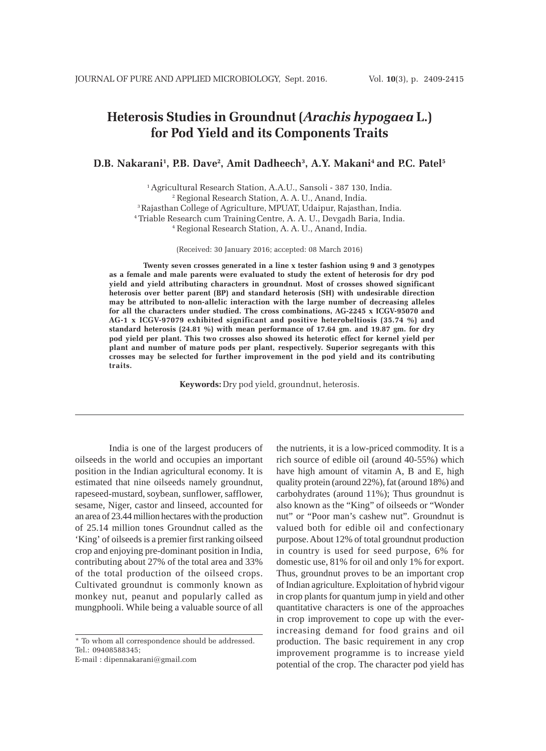# Heterosis Studies in Groundnut (*Arachis hypogaea* L.) for Pod Yield and its Components Traits

**D.B. Nakarani[1], P.B. Dave[2], Amit Dadheech[3], A.Y. Makani[4] and P.C. Patel[5]**

[1] Agricultural Research Station, A.A.U., Sansoli - 387 130, India.
[2] Regional Research Station, A. A. U., Anand, India.
[3] Rajasthan College of Agriculture, MPUAT, Udaipur, Rajasthan, India.
[4] Triable Research cum Training Centre, A. A. U., Devgadh Baria, India.
[4] Regional Research Station, A. A. U., Anand, India.

(Received: 30 January 2016; accepted: 08 March 2016)

**Twenty seven crosses generated in a line x tester fashion using 9 and 3 genotypes as a female and male parents were evaluated to study the extent of heterosis for dry pod yield and yield attributing characters in groundnut. Most of crosses showed significant heterosis over better parent (BP) and standard heterosis (SH) with undesirable direction may be attributed to non-allelic interaction with the large number of decreasing alleles for all the characters under studied. The cross combinations, AG-2245 x ICGV-95070 and AG-1 x ICGV-97079 exhibited significant and positive heterobeltiosis (35.74 %) and standard heterosis (24.81 %) with mean performance of 17.64 gm. and 19.87 gm. for dry pod yield per plant. This two crosses also showed its heterotic effect for kernel yield per plant and number of mature pods per plant, respectively. Superior segregants with this crosses may be selected for further improvement in the pod yield and its contributing traits.**

**Keywords:** Dry pod yield, groundnut, heterosis.

India is one of the largest producers of oilseeds in the world and occupies an important position in the Indian agricultural economy. It is estimated that nine oilseeds namely groundnut, rapeseed-mustard, soybean, sunflower, safflower, sesame, Niger, castor and linseed, accounted for an area of 23.44 million hectares with the production of 25.14 million tones Groundnut called as the 'King' of oilseeds is a premier first ranking oilseed crop and enjoying pre-dominant position in India, contributing about 27% of the total area and 33% of the total production of the oilseed crops. Cultivated groundnut is commonly known as monkey nut, peanut and popularly called as mungphooli. While being a valuable source of all the nutrients, it is a low-priced commodity. It is a rich source of edible oil (around 40-55%) which have high amount of vitamin A, B and E, high quality protein (around 22%), fat (around 18%) and carbohydrates (around 11%); Thus groundnut is also known as the "King" of oilseeds or "Wonder nut" or "Poor man's cashew nut". Groundnut is valued both for edible oil and confectionary purpose. About 12% of total groundnut production in country is used for seed purpose, 6% for domestic use, 81% for oil and only 1% for export. Thus, groundnut proves to be an important crop of Indian agriculture. Exploitation of hybrid vigour in crop plants for quantum jump in yield and other quantitative characters is one of the approaches in crop improvement to cope up with the ever-increasing demand for food grains and oil production. The basic requirement in any crop improvement programme is to increase yield potential of the crop. The character pod yield has

* To whom all correspondence should be addressed.
Tel.: 09408588345;
E-mail : dipennakarani@gmail.com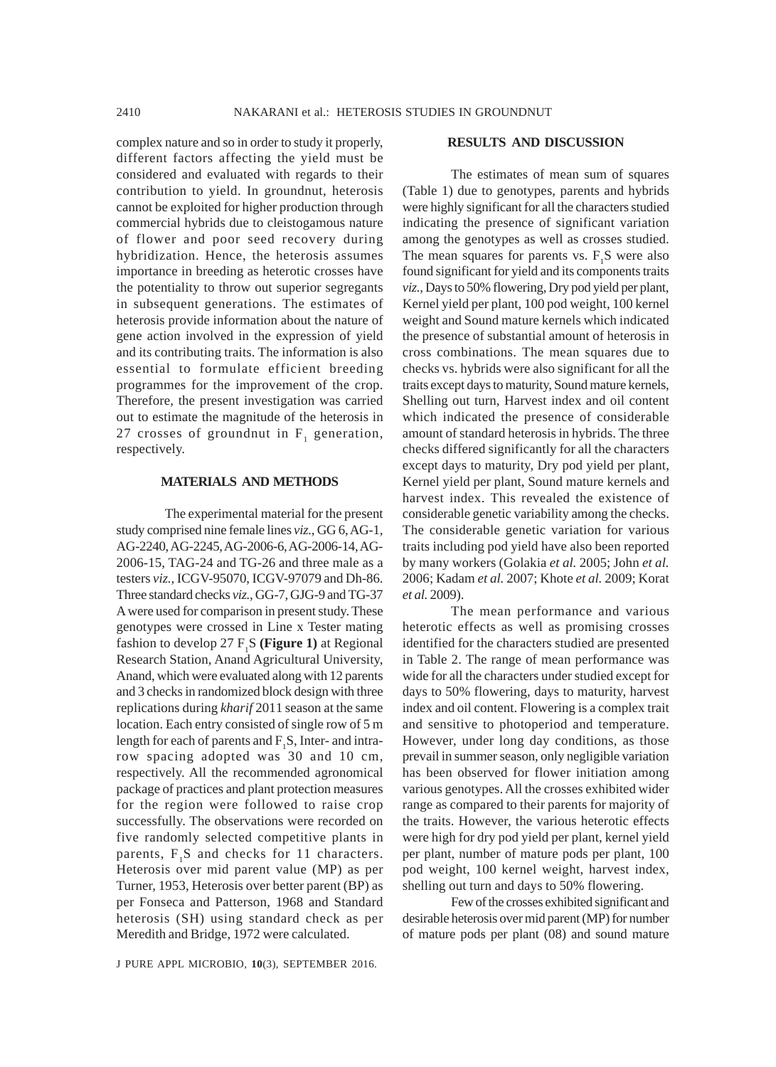complex nature and so in order to study it properly, different factors affecting the yield must be considered and evaluated with regards to their contribution to yield. In groundnut, heterosis cannot be exploited for higher production through commercial hybrids due to cleistogamous nature of flower and poor seed recovery during hybridization. Hence, the heterosis assumes importance in breeding as heterotic crosses have the potentiality to throw out superior segregants in subsequent generations. The estimates of heterosis provide information about the nature of gene action involved in the expression of yield and its contributing traits. The information is also essential to formulate efficient breeding programmes for the improvement of the crop. Therefore, the present investigation was carried out to estimate the magnitude of the heterosis in 27 crosses of groundnut in $F_1$ generation, respectively.

## MATERIALS AND METHODS

The experimental material for the present study comprised nine female lines *viz.*, GG 6, AG-1, AG-2240, AG-2245, AG-2006-6, AG-2006-14, AG-2006-15, TAG-24 and TG-26 and three male as a testers *viz.,* ICGV-95070, ICGV-97079 and Dh-86. Three standard checks *viz.,* GG-7, GJG-9 and TG-37 A were used for comparison in present study. These genotypes were crossed in Line x Tester mating fashion to develop 27 $F_1$S **(Figure 1)** at Regional Research Station, Anand Agricultural University, Anand, which were evaluated along with 12 parents and 3 checks in randomized block design with three replications during *kharif* 2011 season at the same location. Each entry consisted of single row of 5 m length for each of parents and $F_1$S, Inter- and intra-row spacing adopted was 30 and 10 cm, respectively. All the recommended agronomical package of practices and plant protection measures for the region were followed to raise crop successfully. The observations were recorded on five randomly selected competitive plants in parents, $F_1$S and checks for 11 characters. Heterosis over mid parent value (MP) as per Turner, 1953, Heterosis over better parent (BP) as per Fonseca and Patterson, 1968 and Standard heterosis (SH) using standard check as per Meredith and Bridge, 1972 were calculated.

## RESULTS AND DISCUSSION

The estimates of mean sum of squares (Table 1) due to genotypes, parents and hybrids were highly significant for all the characters studied indicating the presence of significant variation among the genotypes as well as crosses studied. The mean squares for parents vs. $F_1$S were also found significant for yield and its components traits *viz.*, Days to 50% flowering, Dry pod yield per plant, Kernel yield per plant, 100 pod weight, 100 kernel weight and Sound mature kernels which indicated the presence of substantial amount of heterosis in cross combinations. The mean squares due to checks vs. hybrids were also significant for all the traits except days to maturity, Sound mature kernels, Shelling out turn, Harvest index and oil content which indicated the presence of considerable amount of standard heterosis in hybrids. The three checks differed significantly for all the characters except days to maturity, Dry pod yield per plant, Kernel yield per plant, Sound mature kernels and harvest index. This revealed the existence of considerable genetic variability among the checks. The considerable genetic variation for various traits including pod yield have also been reported by many workers (Golakia *et al.* 2005; John *et al.* 2006; Kadam *et al.* 2007; Khote *et al.* 2009; Korat *et al.* 2009).

The mean performance and various heterotic effects as well as promising crosses identified for the characters studied are presented in Table 2. The range of mean performance was wide for all the characters under studied except for days to 50% flowering, days to maturity, harvest index and oil content. Flowering is a complex trait and sensitive to photoperiod and temperature. However, under long day conditions, as those prevail in summer season, only negligible variation has been observed for flower initiation among various genotypes. All the crosses exhibited wider range as compared to their parents for majority of the traits. However, the various heterotic effects were high for dry pod yield per plant, kernel yield per plant, number of mature pods per plant, 100 pod weight, 100 kernel weight, harvest index, shelling out turn and days to 50% flowering.

Few of the crosses exhibited significant and desirable heterosis over mid parent (MP) for number of mature pods per plant (08) and sound mature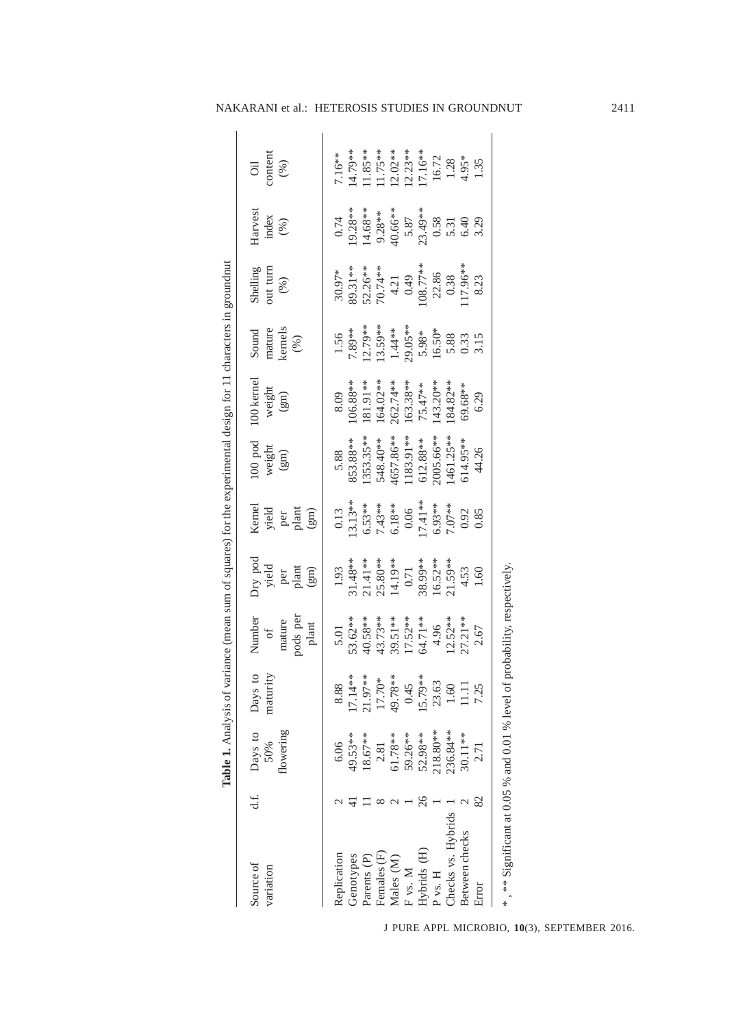**Table 1.** Analysis of variance (mean sum of squares) for the experimental design for 11 characters in groundnut

| Source of variation | d.f. | Days to 50% flowering | Days to maturity | Number of mature pods per plant | Dry pod yield per plant (gm) | Kernel yield per plant (gm) | 100 pod weight (gm) | 100 kernel weight (gm) | Sound mature kernels (%) | Shelling out turn (%) | Harvest index (%) | Oil content (%) |
|---|---|---|---|---|---|---|---|---|---|---|---|---|
| Replication | 2 | 6.06 | 8.88 | 5.01 | 1.93 | 0.13 | 5.88 | 8.09 | 1.56 | 30.97* | 0.74 | 7.16** |
| Genotypes | 41 | 49.53** | 17.14** | 53.62** | 31.48** | 13.13** | 853.88** | 106.88** | 7.89** | 89.31** | 19.28** | 14.79** |
| Parents (P) | 11 | 18.67** | 21.97** | 40.58** | 21.41** | 6.53** | 1353.35** | 181.91** | 12.79** | 52.26** | 14.68** | 11.85** |
| Females (F) | 8 | 2.81 | 17.70* | 43.73** | 25.80** | 7.43** | 548.40** | 164.02** | 13.59** | 70.74** | 9.28** | 11.75** |
| Males (M) | 2 | 61.78** | 49.78** | 39.51** | 14.19** | 6.18** | 4657.86** | 262.74** | 1.44** | 4.21 | 40.66** | 12.02** |
| F vs. M | 1 | 59.26** | 0.45 | 17.52** | 0.71 | 0.06 | 1183.91** | 163.38** | 29.05** | 0.49 | 5.87 | 12.23** |
| Hybrids (H) | 26 | 52.98** | 15.79** | 64.71** | 38.99** | 17.41** | 612.88** | 75.47** | 5.98* | 108.77** | 23.49** | 17.16** |
| P vs. H | 1 | 218.80** | 23.63 | 4.96 | 16.52** | 6.93** | 2005.66** | 143.20** | 16.50* | 22.86 | 0.58 | 16.72 |
| Checks vs. Hybrids | 1 | 236.84** | 1.60 | 12.52** | 21.59** | 7.07** | 1461.25** | 184.82** | 5.88 | 0.38 | 5.31 | 1.28 |
| Between checks | 2 | 30.11** | 11.11 | 27.21** | 4.53 | 0.92 | 614.95** | 69.68** | 0.33 | 117.96** | 6.40 | 4.95* |
| Error | 82 | 2.71 | 7.25 | 2.67 | 1.60 | 0.85 | 44.26 | 6.29 | 3.15 | 8.23 | 3.29 | 1.35 |

*, ** Significant at 0.05 % and 0.01 % level of probability, respectively.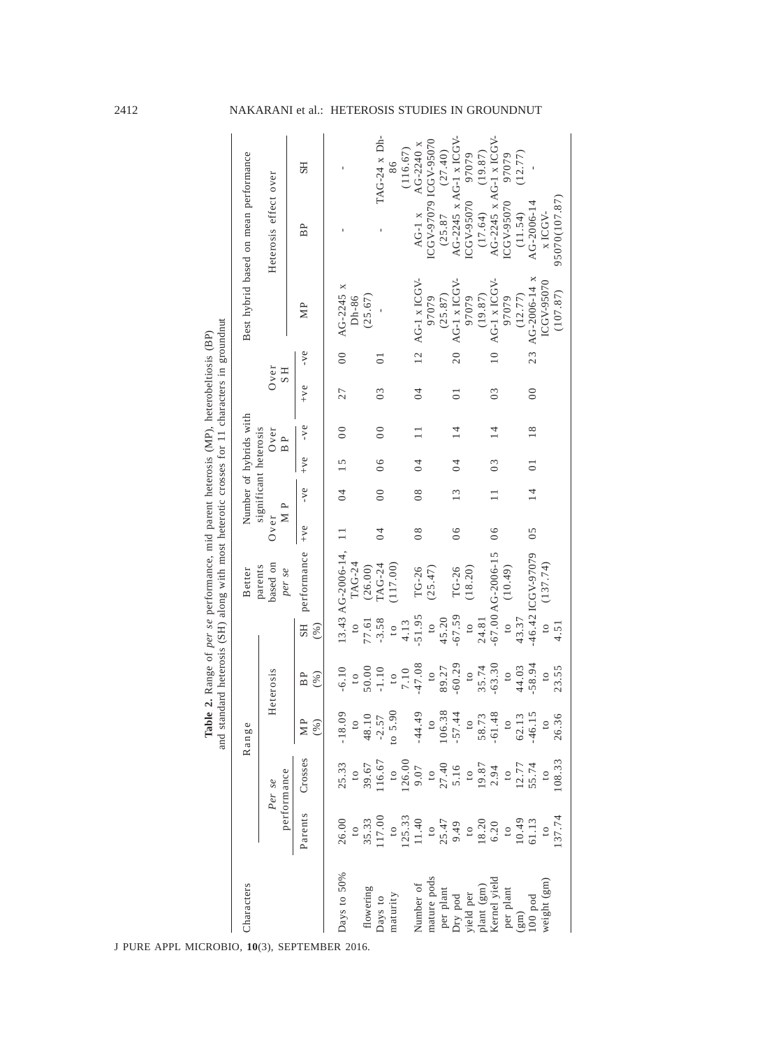**Table 2.** Range of *per se* performance, mid parent heterosis (MP), heterobeltiosis (BP) and standard heterosis (SH) along with most heterotic crosses for 11 characters in groundnut

| Characters | Range | | | | | Better parents based on *per se* performance | Number of hybrids with significant heterosis | | | | | | Best hybrid based on mean performance | | |
|---|---|---|---|---|---|---|---|---|---|---|---|---|---|---|---|
| | *Per se* performance | | Heterosis | | | | Over MP | | Over BP | | Over SH | | | Heterosis effect over | |
| | Parents | Crosses | MP (%) | BP (%) | SH (%) | | +ve | -ve | +ve | -ve | +ve | -ve | MP | BP | SH |
| Days to 50% flowering | 26.00 to 35.33 | 25.33 to 39.67 | -18.09 to 48.10 | -6.10 to 50.00 | 13.43 to 77.61 | AG-2006-14, TAG-24 (26.00) | 11 | 04 | 15 | 00 | 27 | 00 | AG-2245 x Dh-86 (25.67) | - | - |
| Days to maturity | 117.00 to 125.33 | 116.67 to 126.00 | -2.57 to 5.90 | -1.10 to 7.10 | -3.58 to 4.13 | TAG-24 (117.00) | 04 | 00 | 06 | 00 | 03 | 01 | - | - | TAG-24 x Dh-86 (116.67) |
| Number of mature pods per plant | 11.40 to 25.47 | 9.07 to 27.40 | -44.49 to 106.38 | -47.08 to 89.27 | -51.95 to 45.20 | TG-26 (25.47) | 08 | 08 | 04 | 11 | 04 | 12 | AG-1 x ICGV-97079 (25.87) | AG-1 x ICGV-97079 (25.87 | AG-2240 x ICGV-95070 (27.40) |
| Dry pod yield per plant (gm) | 9.49 to 18.20 | 5.16 to 19.87 | -57.44 to 58.73 | -60.29 to 35.74 | -67.59 to 24.81 | TG-26 (18.20) | 06 | 13 | 04 | 14 | 01 | 20 | AG-1 x ICGV-97079 (19.87) | AG-2245 x ICGV-95070 (17.64) | AG-1 x ICGV-97079 (19.87) |
| Kernel yield per plant (gm) | 6.20 to 10.49 | 2.94 to 12.77 | -61.48 to 62.13 | -63.30 to 44.03 | -67.00 to 43.37 | AG-2006-15 (10.49) | 06 | 11 | 03 | 14 | 03 | 10 | AG-1 x ICGV-97079 (12.77) | AG-2245 x ICGV-95070 (11.54) | AG-1 x ICGV-97079 (12.77) |
| 100 pod weight (gm) | 61.13 to 137.74 | 55.74 to 108.33 | -46.15 to 26.36 | -58.94 to 23.55 | -46.42 to 4.51 | ICGV-97079 (137.74) | 05 | 14 | 01 | 18 | 00 | 23 | AG-2006-14 x ICGV-95070 (107.87) | AG-2006-14 x ICGV-95070(107.87) | - |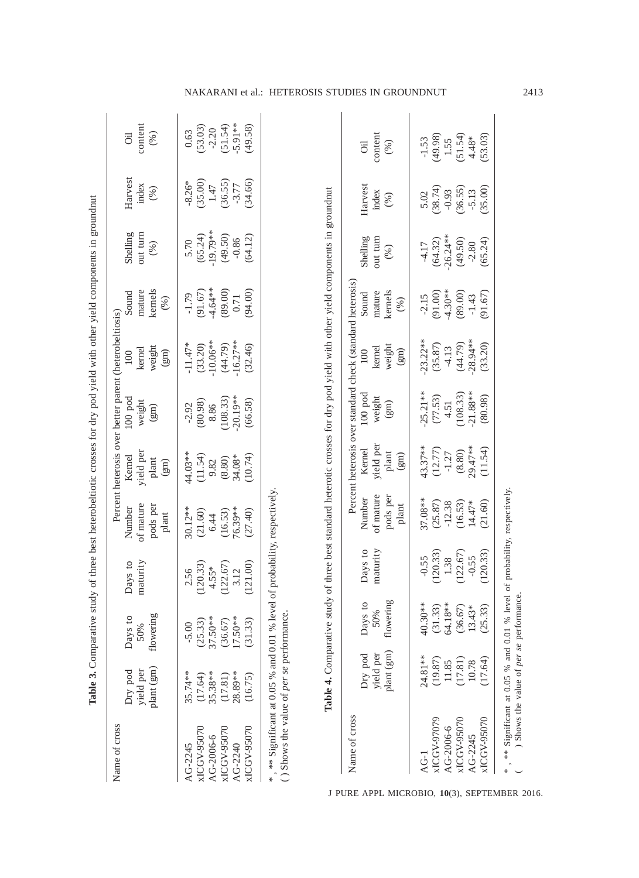**Table 3.** Comparative study of three best heterobeltiotic crosses for dry pod yield with other yield components in groundnut

| Name of cross | Percent heterosis over better parent (heterobeltiosis) | | | | | | | | | | |
|---|---|---|---|---|---|---|---|---|---|---|---|
| | Dry pod yield per plant (gm) | Days to 50% flowering | Days to maturity | Number of mature pods per plant | Kernel yield per plant (gm) | 100 pod weight (gm) | 100 kernel weight (gm) | Sound mature kernels (%) | Shelling out turn (%) | Harvest index (%) | Oil content (%) |
| AG-2245 | 35.74** | -5.00 | 2.56 | 30.12** | 44.03** | -2.92 | -11.47* | -1.79 | 5.70 | -8.26* | 0.63 |
| xICGV-95070 | (17.64) | (25.33) | (120.33) | (21.60) | (11.54) | (80.98) | (33.20) | (91.67) | (65.24) | (35.00) | (53.03) |
| AG-2006-6 | 35.38** | 37.50** | 4.55* | 6.44 | 9.82 | 8.86 | -10.06** | -4.64** | -19.79** | 1.47 | -2.20 |
| xICGV-95070 | (17.81) | (36.67) | (122.67) | (16.53) | (8.80) | (108.33) | (44.79) | (89.00) | (49.50) | (36.55) | (51.54) |
| AG-2240 | 28.89** | 17.50** | 3.12 | 76.39** | 34.08* | -20.19** | -16.27** | 0.71 | -0.86 | -3.77 | -5.91** |
| xICGV-95070 | (16.75) | (31.33) | (121.00) | (27.40) | (10.74) | (66.58) | (32.46) | (94.00) | (64.12) | (34.66) | (49.58) |

*, ** Significant at 0.05 % and 0.01 % level of probability, respectively.
( ) Shows the value of *per se* performance.

**Table 4.** Comparative study of three best standard heterotic crosses for dry pod yield with other yield components in groundnut

| Name of cross | Percent heterosis over standard check (standard heterosis) | | | | | | | | | | |
|---|---|---|---|---|---|---|---|---|---|---|---|
| | Dry pod yield per plant (gm) | Days to 50% flowering | Days to maturity | Number of mature pods per plant | Kernel yield per plant (gm) | 100 pod weight (gm) | 100 kernel weight (gm) | Sound mature kernels (%) | Shelling out turn (%) | Harvest index (%) | Oil content (%) |
| AG-1 | 24.81** | 40.30** | -0.55 | 37.08** | 43.37** | -25.21** | -23.22** | -2.15 | -4.17 | 5.02 | -1.53 |
| xICGV-97079 | (19.87) | (31.33) | (120.33) | (25.87) | (12.77) | (77.53) | (35.87) | (91.00) | (64.32) | (38.74) | (49.98) |
| AG-2006-6 | 11.85 | 64.18** | 1.38 | -12.38 | -1.27 | 4.51 | -4.13 | -4.30** | -26.24** | -0.93 | 1.55 |
| xICGV-95070 | (17.81) | (36.67) | (122.67) | (16.53) | (8.80) | (108.33) | (44.79) | (89.00) | (49.50) | (36.55) | (51.54) |
| AG-2245 | 10.78 | 13.43* | -0.55 | 14.47* | 29.47** | -21.88** | -28.94** | -1.43 | -2.80 | -5.13 | 4.48* |
| xICGV-95070 | (17.64) | (25.33) | (120.33) | (21.60) | (11.54) | (80.98) | (33.20) | (91.67) | (65.24) | (35.00) | (53.03) |

*, ** Significant at 0.05 % and 0.01 % level of probability, respectively.
( ) Shows the value of *per se* performance.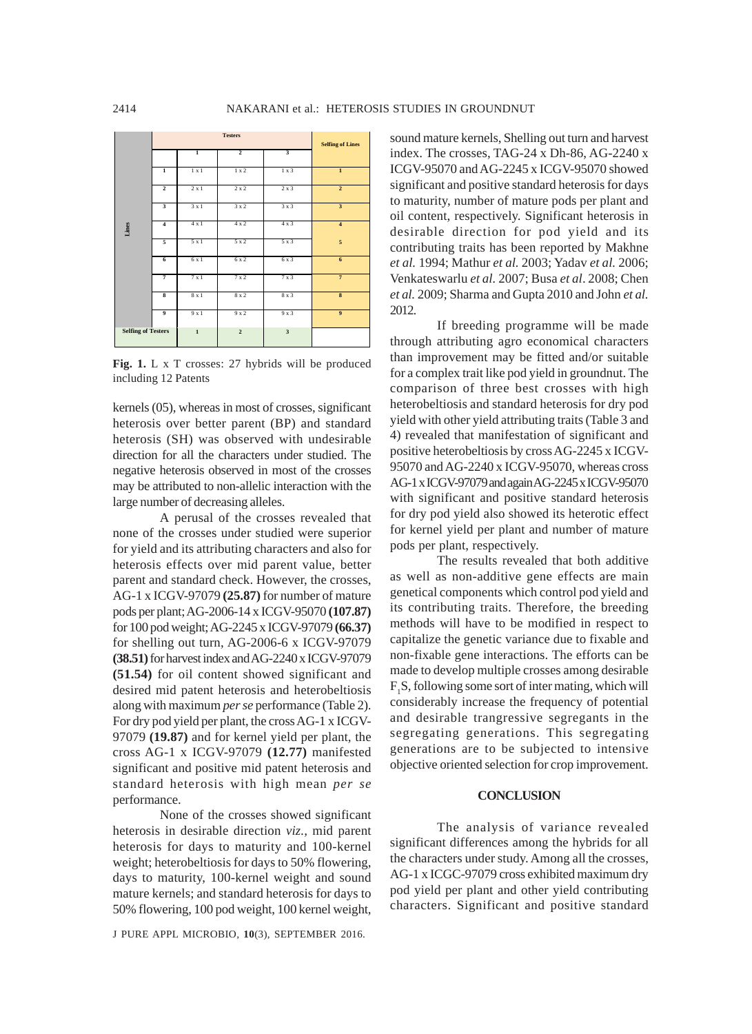| | | Testers | | | Selfing of Lines |
|---|---|---|---|---|---|
| | | 1 | 2 | 3 | |
| Lines | 1 | 1 x 1 | 1 x 2 | 1 x 3 | 1 |
| | 2 | 2 x 1 | 2 x 2 | 2 x 3 | 2 |
| | 3 | 3 x 1 | 3 x 2 | 3 x 3 | 3 |
| | 4 | 4 x 1 | 4 x 2 | 4 x 3 | 4 |
| | 5 | 5 x 1 | 5 x 2 | 5 x 3 | 5 |
| | 6 | 6 x 1 | 6 x 2 | 6 x 3 | 6 |
| | 7 | 7 x 1 | 7 x 2 | 7 x 3 | 7 |
| | 8 | 8 x 1 | 8 x 2 | 8 x 3 | 8 |
| | 9 | 9 x 1 | 9 x 2 | 9 x 3 | 9 |
| Selfing of Testers | | 1 | 2 | 3 | |

**Fig. 1.** L x T crosses: 27 hybrids will be produced including 12 Patents

kernels (05), whereas in most of crosses, significant heterosis over better parent (BP) and standard heterosis (SH) was observed with undesirable direction for all the characters under studied. The negative heterosis observed in most of the crosses may be attributed to non-allelic interaction with the large number of decreasing alleles.

A perusal of the crosses revealed that none of the crosses under studied were superior for yield and its attributing characters and also for heterosis effects over mid parent value, better parent and standard check. However, the crosses, AG-1 x ICGV-97079 **(25.87)** for number of mature pods per plant; AG-2006-14 x ICGV-95070 **(107.87)** for 100 pod weight; AG-2245 x ICGV-97079 **(66.37)** for shelling out turn, AG-2006-6 x ICGV-97079 **(38.51)** for harvest index and AG-2240 x ICGV-97079 **(51.54)** for oil content showed significant and desired mid patent heterosis and heterobeltiosis along with maximum *per se* performance (Table 2). For dry pod yield per plant, the cross AG-1 x ICGV-97079 **(19.87)** and for kernel yield per plant, the cross AG-1 x ICGV-97079 **(12.77)** manifested significant and positive mid patent heterosis and standard heterosis with high mean *per se* performance.

None of the crosses showed significant heterosis in desirable direction *viz.,* mid parent heterosis for days to maturity and 100-kernel weight; heterobeltiosis for days to 50% flowering, days to maturity, 100-kernel weight and sound mature kernels; and standard heterosis for days to 50% flowering, 100 pod weight, 100 kernel weight, sound mature kernels, Shelling out turn and harvest index. The crosses, TAG-24 x Dh-86, AG-2240 x ICGV-95070 and AG-2245 x ICGV-95070 showed significant and positive standard heterosis for days to maturity, number of mature pods per plant and oil content, respectively. Significant heterosis in desirable direction for pod yield and its contributing traits has been reported by Makhne *et al.* 1994; Mathur *et al.* 2003; Yadav *et al.* 2006; Venkateswarlu *et al.* 2007; Busa *et al*. 2008; Chen *et al.* 2009; Sharma and Gupta 2010 and John *et al.* 2012.

If breeding programme will be made through attributing agro economical characters than improvement may be fitted and/or suitable for a complex trait like pod yield in groundnut. The comparison of three best crosses with high heterobeltiosis and standard heterosis for dry pod yield with other yield attributing traits (Table 3 and 4) revealed that manifestation of significant and positive heterobeltiosis by cross AG-2245 x ICGV-95070 and AG-2240 x ICGV-95070, whereas cross AG-1 x ICGV-97079 and again AG-2245 x ICGV-95070 with significant and positive standard heterosis for dry pod yield also showed its heterotic effect for kernel yield per plant and number of mature pods per plant, respectively.

The results revealed that both additive as well as non-additive gene effects are main genetical components which control pod yield and its contributing traits. Therefore, the breeding methods will have to be modified in respect to capitalize the genetic variance due to fixable and non-fixable gene interactions. The efforts can be made to develop multiple crosses among desirable $F_1$S, following some sort of inter mating, which will considerably increase the frequency of potential and desirable trangressive segregants in the segregating generations. This segregating generations are to be subjected to intensive objective oriented selection for crop improvement.

## CONCLUSION

The analysis of variance revealed significant differences among the hybrids for all the characters under study. Among all the crosses, AG-1 x ICGC-97079 cross exhibited maximum dry pod yield per plant and other yield contributing characters. Significant and positive standard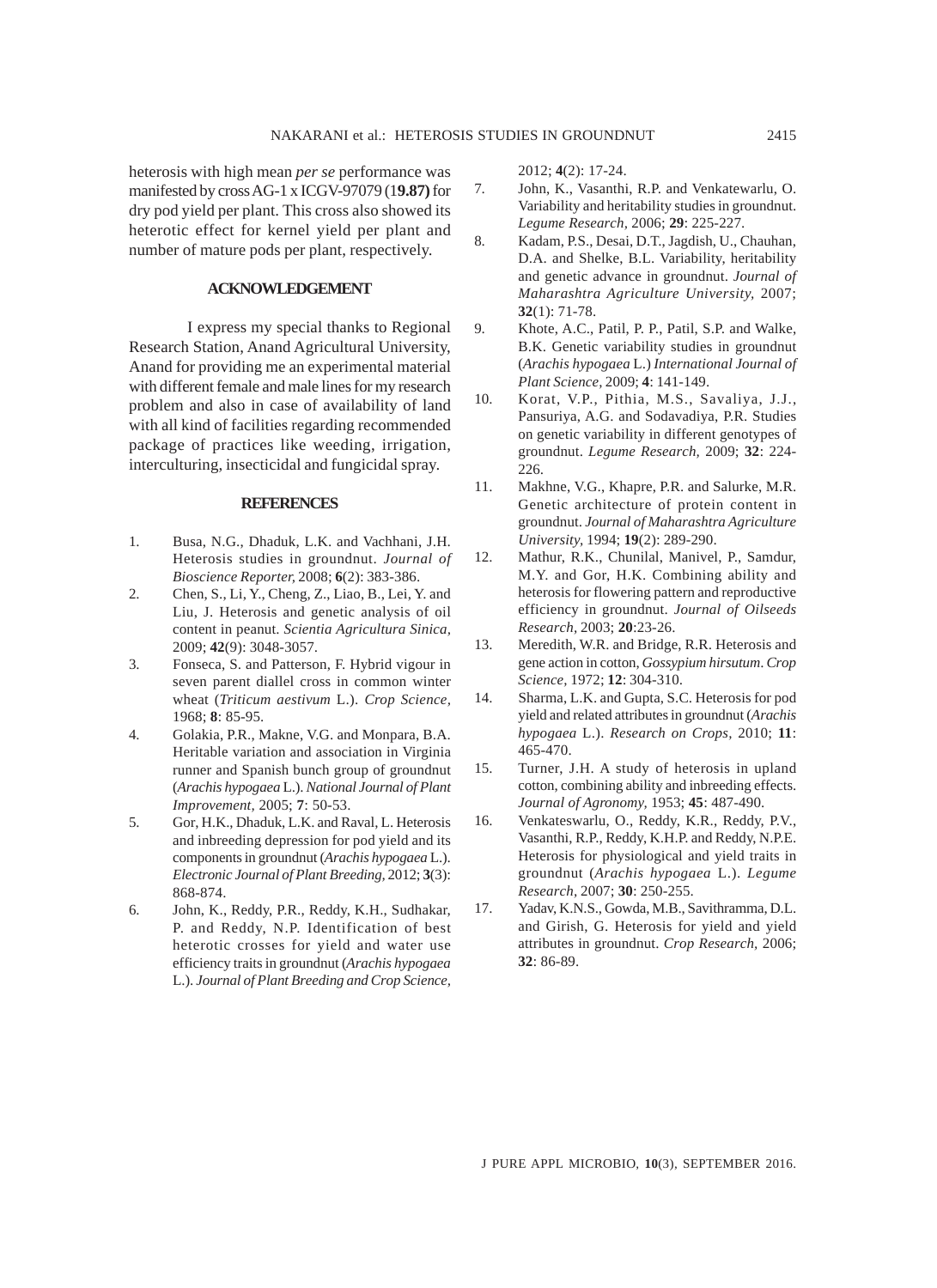heterosis with high mean *per se* performance was manifested by cross AG-1 x ICGV-97079 (1**9.87)** for dry pod yield per plant. This cross also showed its heterotic effect for kernel yield per plant and number of mature pods per plant, respectively.

## ACKNOWLEDGEMENT

I express my special thanks to Regional Research Station, Anand Agricultural University, Anand for providing me an experimental material with different female and male lines for my research problem and also in case of availability of land with all kind of facilities regarding recommended package of practices like weeding, irrigation, interculturing, insecticidal and fungicidal spray.

## REFERENCES

1. Busa, N.G., Dhaduk, L.K. and Vachhani, J.H. Heterosis studies in groundnut. *Journal of Bioscience Reporter,* 2008; **6**(2): 383-386.
2. Chen, S., Li, Y., Cheng, Z., Liao, B., Lei, Y. and Liu, J. Heterosis and genetic analysis of oil content in peanut. *Scientia Agricultura Sinica,* 2009; **42**(9): 3048-3057.
3. Fonseca, S. and Patterson, F. Hybrid vigour in seven parent diallel cross in common winter wheat (*Triticum aestivum* L.). *Crop Science,* 1968; **8**: 85-95.
4. Golakia, P.R., Makne, V.G. and Monpara, B.A. Heritable variation and association in Virginia runner and Spanish bunch group of groundnut (*Arachis hypogaea* L.). *National Journal of Plant Improvement,* 2005; **7**: 50-53.
5. Gor, H.K., Dhaduk, L.K. and Raval, L. Heterosis and inbreeding depression for pod yield and its components in groundnut (*Arachis hypogaea* L.). *Electronic Journal of Plant Breeding,* 2012; **3**(3): 868-874.
6. John, K., Reddy, P.R., Reddy, K.H., Sudhakar, P. and Reddy, N.P. Identification of best heterotic crosses for yield and water use efficiency traits in groundnut (*Arachis hypogaea* L.). *Journal of Plant Breeding and Crop Science,* 2012; **4**(2): 17-24.
7. John, K., Vasanthi, R.P. and Venkatewarlu, O. Variability and heritability studies in groundnut. *Legume Research,* 2006; **29**: 225-227.
8. Kadam, P.S., Desai, D.T., Jagdish, U., Chauhan, D.A. and Shelke, B.L. Variability, heritability and genetic advance in groundnut. *Journal of Maharashtra Agriculture University,* 2007; **32**(1): 71-78.
9. Khote, A.C., Patil, P. P., Patil, S.P. and Walke, B.K. Genetic variability studies in groundnut (*Arachis hypogaea* L.) *International Journal of Plant Science,* 2009; **4**: 141-149.
10. Korat, V.P., Pithia, M.S., Savaliya, J.J., Pansuriya, A.G. and Sodavadiya, P.R. Studies on genetic variability in different genotypes of groundnut. *Legume Research,* 2009; **32**: 224-226.
11. Makhne, V.G., Khapre, P.R. and Salurke, M.R. Genetic architecture of protein content in groundnut. *Journal of Maharashtra Agriculture University,* 1994; **19**(2): 289-290.
12. Mathur, R.K., Chunilal, Manivel, P., Samdur, M.Y. and Gor, H.K. Combining ability and heterosis for flowering pattern and reproductive efficiency in groundnut. *Journal of Oilseeds Research,* 2003; **20**:23-26.
13. Meredith, W.R. and Bridge, R.R. Heterosis and gene action in cotton, *Gossypium hirsutum*. *Crop Science,* 1972; **12**: 304-310.
14. Sharma, L.K. and Gupta, S.C. Heterosis for pod yield and related attributes in groundnut (*Arachis hypogaea* L.). *Research on Crops,* 2010; **11**: 465-470.
15. Turner, J.H. A study of heterosis in upland cotton, combining ability and inbreeding effects. *Journal of Agronomy,* 1953; **45**: 487-490.
16. Venkateswarlu, O., Reddy, K.R., Reddy, P.V., Vasanthi, R.P., Reddy, K.H.P. and Reddy, N.P.E. Heterosis for physiological and yield traits in groundnut (*Arachis hypogaea* L.). *Legume Research,* 2007; **30**: 250-255.
17. Yadav, K.N.S., Gowda, M.B., Savithramma, D.L. and Girish, G. Heterosis for yield and yield attributes in groundnut. *Crop Research,* 2006; **32**: 86-89.